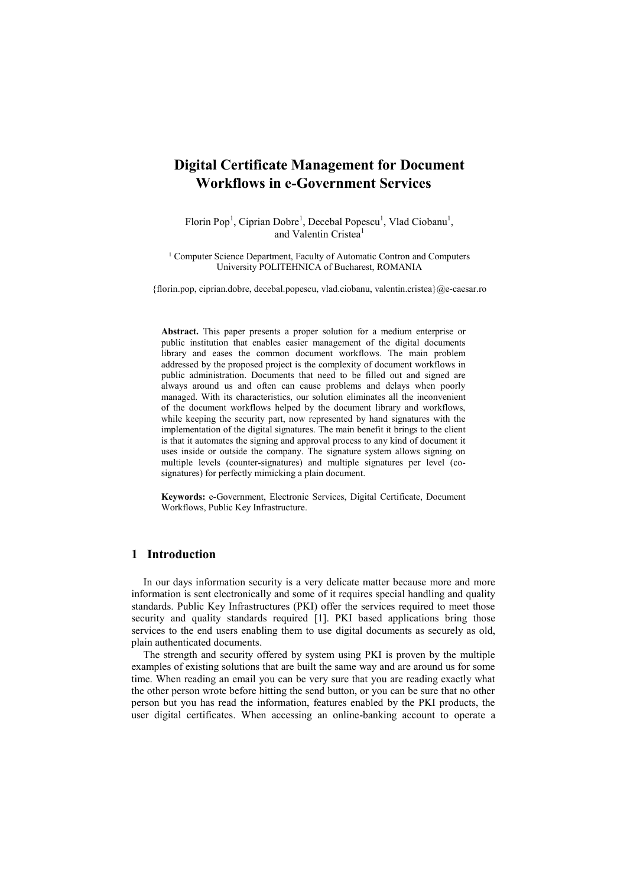# Digital Certificate Management for Document Workflows in e-Government Services

Florin Pop[1], Ciprian Dobre[1], Decebal Popescu[1], Vlad Ciobanu[1], and Valentin Cristea[1]

[1] Computer Science Department, Faculty of Automatic Contron and Computers University POLITEHNICA of Bucharest, ROMANIA

{florin.pop, ciprian.dobre, decebal.popescu, vlad.ciobanu, valentin.cristea}@e-caesar.ro

**Abstract.** This paper presents a proper solution for a medium enterprise or public institution that enables easier management of the digital documents library and eases the common document workflows. The main problem addressed by the proposed project is the complexity of document workflows in public administration. Documents that need to be filled out and signed are always around us and often can cause problems and delays when poorly managed. With its characteristics, our solution eliminates all the inconvenient of the document workflows helped by the document library and workflows, while keeping the security part, now represented by hand signatures with the implementation of the digital signatures. The main benefit it brings to the client is that it automates the signing and approval process to any kind of document it uses inside or outside the company. The signature system allows signing on multiple levels (counter-signatures) and multiple signatures per level (co-signatures) for perfectly mimicking a plain document.

**Keywords:** e-Government, Electronic Services, Digital Certificate, Document Workflows, Public Key Infrastructure.

## 1 Introduction

In our days information security is a very delicate matter because more and more information is sent electronically and some of it requires special handling and quality standards. Public Key Infrastructures (PKI) offer the services required to meet those security and quality standards required [1]. PKI based applications bring those services to the end users enabling them to use digital documents as securely as old, plain authenticated documents.

The strength and security offered by system using PKI is proven by the multiple examples of existing solutions that are built the same way and are around us for some time. When reading an email you can be very sure that you are reading exactly what the other person wrote before hitting the send button, or you can be sure that no other person but you has read the information, features enabled by the PKI products, the user digital certificates. When accessing an online-banking account to operate a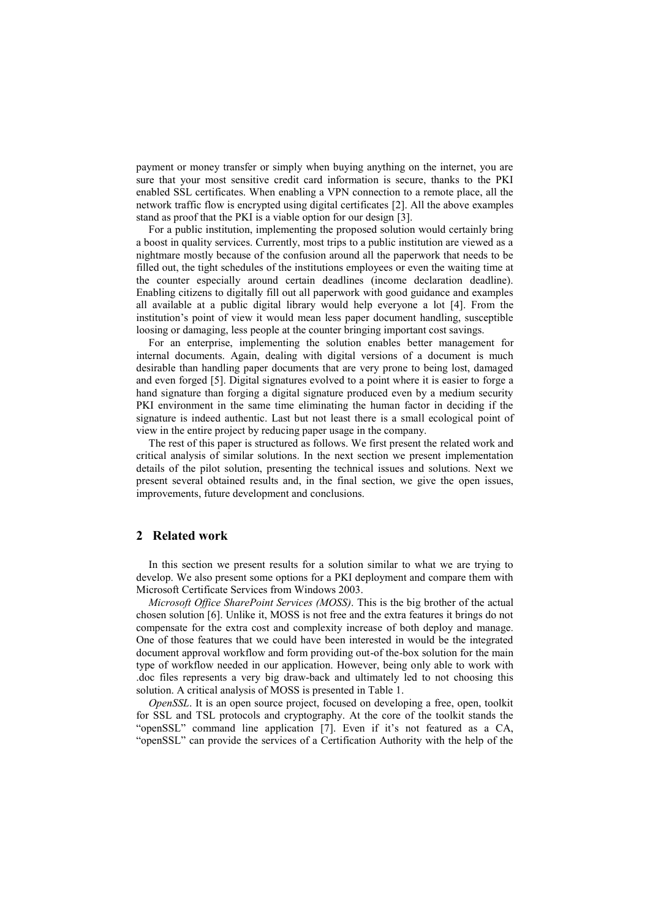payment or money transfer or simply when buying anything on the internet, you are sure that your most sensitive credit card information is secure, thanks to the PKI enabled SSL certificates. When enabling a VPN connection to a remote place, all the network traffic flow is encrypted using digital certificates [2]. All the above examples stand as proof that the PKI is a viable option for our design [3].

For a public institution, implementing the proposed solution would certainly bring a boost in quality services. Currently, most trips to a public institution are viewed as a nightmare mostly because of the confusion around all the paperwork that needs to be filled out, the tight schedules of the institutions employees or even the waiting time at the counter especially around certain deadlines (income declaration deadline). Enabling citizens to digitally fill out all paperwork with good guidance and examples all available at a public digital library would help everyone a lot [4]. From the institution's point of view it would mean less paper document handling, susceptible loosing or damaging, less people at the counter bringing important cost savings.

For an enterprise, implementing the solution enables better management for internal documents. Again, dealing with digital versions of a document is much desirable than handling paper documents that are very prone to being lost, damaged and even forged [5]. Digital signatures evolved to a point where it is easier to forge a hand signature than forging a digital signature produced even by a medium security PKI environment in the same time eliminating the human factor in deciding if the signature is indeed authentic. Last but not least there is a small ecological point of view in the entire project by reducing paper usage in the company.

The rest of this paper is structured as follows. We first present the related work and critical analysis of similar solutions. In the next section we present implementation details of the pilot solution, presenting the technical issues and solutions. Next we present several obtained results and, in the final section, we give the open issues, improvements, future development and conclusions.

## 2 Related work

In this section we present results for a solution similar to what we are trying to develop. We also present some options for a PKI deployment and compare them with Microsoft Certificate Services from Windows 2003.

*Microsoft Office SharePoint Services (MOSS)*. This is the big brother of the actual chosen solution [6]. Unlike it, MOSS is not free and the extra features it brings do not compensate for the extra cost and complexity increase of both deploy and manage. One of those features that we could have been interested in would be the integrated document approval workflow and form providing out-of the-box solution for the main type of workflow needed in our application. However, being only able to work with .doc files represents a very big draw-back and ultimately led to not choosing this solution. A critical analysis of MOSS is presented in Table 1.

*OpenSSL*. It is an open source project, focused on developing a free, open, toolkit for SSL and TSL protocols and cryptography. At the core of the toolkit stands the "openSSL" command line application [7]. Even if it's not featured as a CA, "openSSL" can provide the services of a Certification Authority with the help of the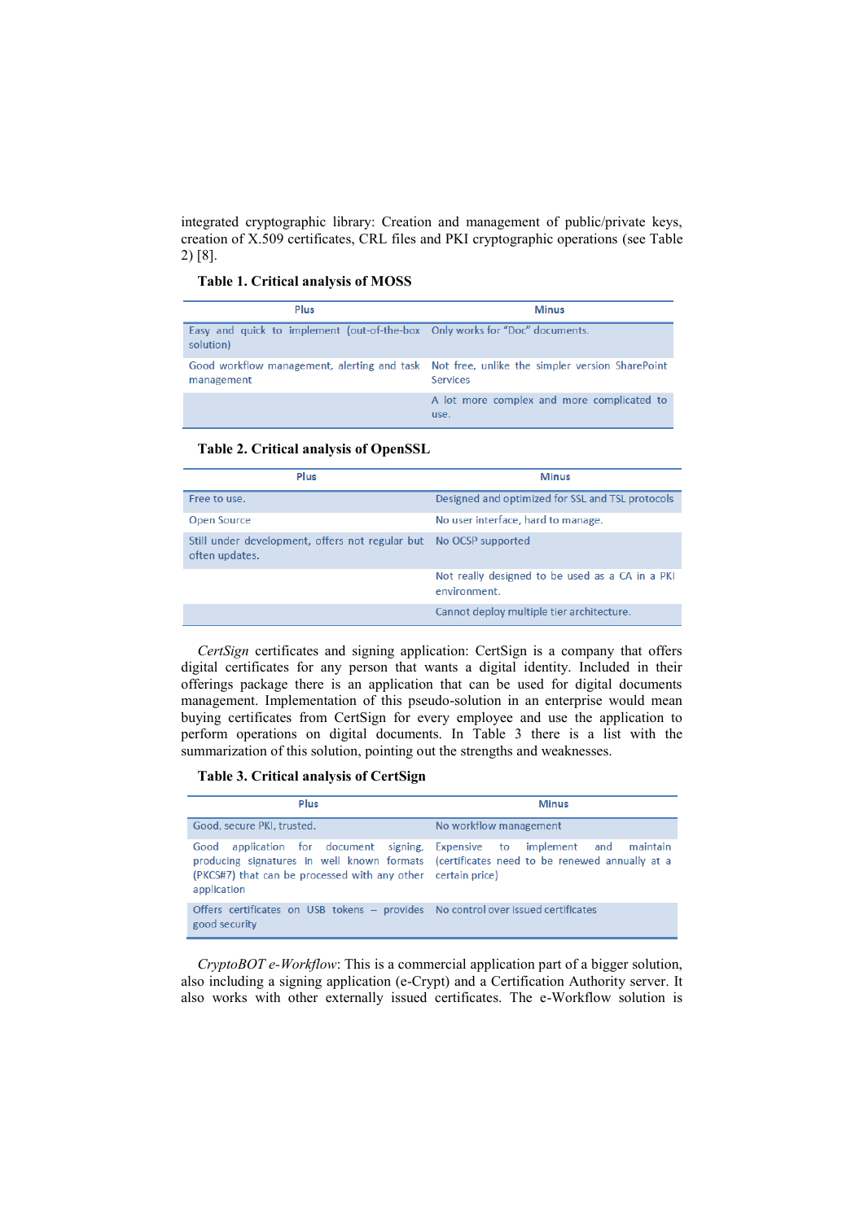integrated cryptographic library: Creation and management of public/private keys, creation of X.509 certificates, CRL files and PKI cryptographic operations (see Table 2) [8].

**Table 1. Critical analysis of MOSS**

| Plus | Minus |
|---|---|
| Easy and quick to implement (out-of-the-box solution) | Only works for "Doc" documents. |
| Good workflow management, alerting and task management | Not free, unlike the simpler version SharePoint Services |
| | A lot more complex and more complicated to use. |

**Table 2. Critical analysis of OpenSSL**

| Plus | Minus |
|---|---|
| Free to use. | Designed and optimized for SSL and TSL protocols |
| Open Source | No user interface, hard to manage. |
| Still under development, offers not regular but often updates. | No OCSP supported |
| | Not really designed to be used as a CA in a PKI environment. |
| | Cannot deploy multiple tier architecture. |

*CertSign* certificates and signing application: CertSign is a company that offers digital certificates for any person that wants a digital identity. Included in their offerings package there is an application that can be used for digital documents management. Implementation of this pseudo-solution in an enterprise would mean buying certificates from CertSign for every employee and use the application to perform operations on digital documents. In Table 3 there is a list with the summarization of this solution, pointing out the strengths and weaknesses.

**Table 3. Critical analysis of CertSign**

| Plus | Minus |
|---|---|
| Good, secure PKI, trusted. | No workflow management |
| Good application for document signing, producing signatures in well known formats (PKCS#7) that can be processed with any other application | Expensive to implement and maintain (certificates need to be renewed annually at a certain price) |
| Offers certificates on USB tokens – provides good security | No control over issued certificates |

*CryptoBOT e-Workflow*: This is a commercial application part of a bigger solution, also including a signing application (e-Crypt) and a Certification Authority server. It also works with other externally issued certificates. The e-Workflow solution is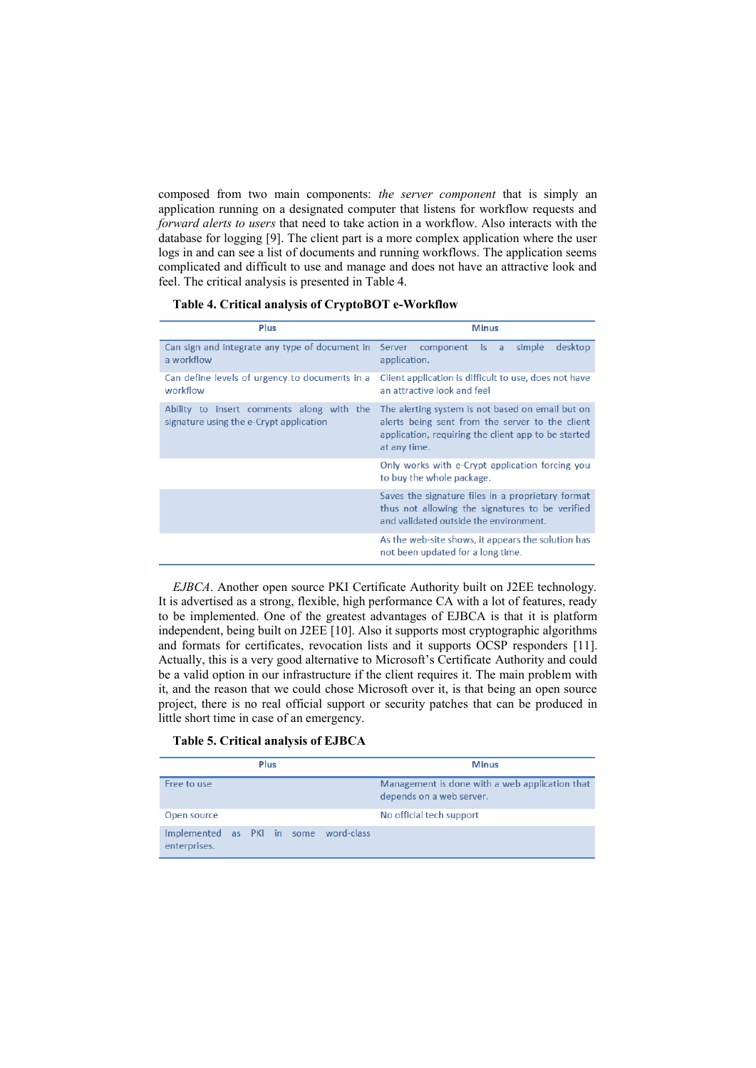composed from two main components: *the server component* that is simply an application running on a designated computer that listens for workflow requests and *forward alerts to users* that need to take action in a workflow. Also interacts with the database for logging [9]. The client part is a more complex application where the user logs in and can see a list of documents and running workflows. The application seems complicated and difficult to use and manage and does not have an attractive look and feel. The critical analysis is presented in Table 4.

**Table 4. Critical analysis of CryptoBOT e-Workflow**

| Plus | Minus |
|---|---|
| Can sign and integrate any type of document in a workflow | Server component is a simple desktop application. |
| Can define levels of urgency to documents in a workflow | Client application is difficult to use, does not have an attractive look and feel |
| Ability to insert comments along with the signature using the e-Crypt application | The alerting system is not based on email but on alerts being sent from the server to the client application, requiring the client app to be started at any time. |
| | Only works with e-Crypt application forcing you to buy the whole package. |
| | Saves the signature files in a proprietary format thus not allowing the signatures to be verified and validated outside the environment. |
| | As the web-site shows, it appears the solution has not been updated for a long time. |

*EJBCA*. Another open source PKI Certificate Authority built on J2EE technology. It is advertised as a strong, flexible, high performance CA with a lot of features, ready to be implemented. One of the greatest advantages of EJBCA is that it is platform independent, being built on J2EE [10]. Also it supports most cryptographic algorithms and formats for certificates, revocation lists and it supports OCSP responders [11]. Actually, this is a very good alternative to Microsoft's Certificate Authority and could be a valid option in our infrastructure if the client requires it. The main problem with it, and the reason that we could chose Microsoft over it, is that being an open source project, there is no real official support or security patches that can be produced in little short time in case of an emergency.

**Table 5. Critical analysis of EJBCA**

| Plus | Minus |
|---|---|
| Free to use | Management is done with a web application that depends on a web server. |
| Open source | No official tech support |
| Implemented as PKI in some word-class enterprises. | |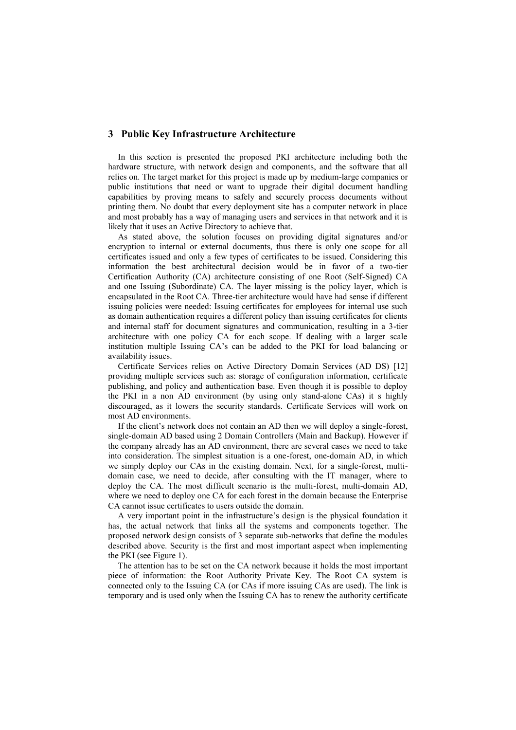## 3 Public Key Infrastructure Architecture

In this section is presented the proposed PKI architecture including both the hardware structure, with network design and components, and the software that all relies on. The target market for this project is made up by medium-large companies or public institutions that need or want to upgrade their digital document handling capabilities by proving means to safely and securely process documents without printing them. No doubt that every deployment site has a computer network in place and most probably has a way of managing users and services in that network and it is likely that it uses an Active Directory to achieve that.

As stated above, the solution focuses on providing digital signatures and/or encryption to internal or external documents, thus there is only one scope for all certificates issued and only a few types of certificates to be issued. Considering this information the best architectural decision would be in favor of a two-tier Certification Authority (CA) architecture consisting of one Root (Self-Signed) CA and one Issuing (Subordinate) CA. The layer missing is the policy layer, which is encapsulated in the Root CA. Three-tier architecture would have had sense if different issuing policies were needed: Issuing certificates for employees for internal use such as domain authentication requires a different policy than issuing certificates for clients and internal staff for document signatures and communication, resulting in a 3-tier architecture with one policy CA for each scope. If dealing with a larger scale institution multiple Issuing CA's can be added to the PKI for load balancing or availability issues.

Certificate Services relies on Active Directory Domain Services (AD DS) [12] providing multiple services such as: storage of configuration information, certificate publishing, and policy and authentication base. Even though it is possible to deploy the PKI in a non AD environment (by using only stand-alone CAs) it s highly discouraged, as it lowers the security standards. Certificate Services will work on most AD environments.

If the client's network does not contain an AD then we will deploy a single-forest, single-domain AD based using 2 Domain Controllers (Main and Backup). However if the company already has an AD environment, there are several cases we need to take into consideration. The simplest situation is a one-forest, one-domain AD, in which we simply deploy our CAs in the existing domain. Next, for a single-forest, multi-domain case, we need to decide, after consulting with the IT manager, where to deploy the CA. The most difficult scenario is the multi-forest, multi-domain AD, where we need to deploy one CA for each forest in the domain because the Enterprise CA cannot issue certificates to users outside the domain.

A very important point in the infrastructure's design is the physical foundation it has, the actual network that links all the systems and components together. The proposed network design consists of 3 separate sub-networks that define the modules described above. Security is the first and most important aspect when implementing the PKI (see Figure 1).

The attention has to be set on the CA network because it holds the most important piece of information: the Root Authority Private Key. The Root CA system is connected only to the Issuing CA (or CAs if more issuing CAs are used). The link is temporary and is used only when the Issuing CA has to renew the authority certificate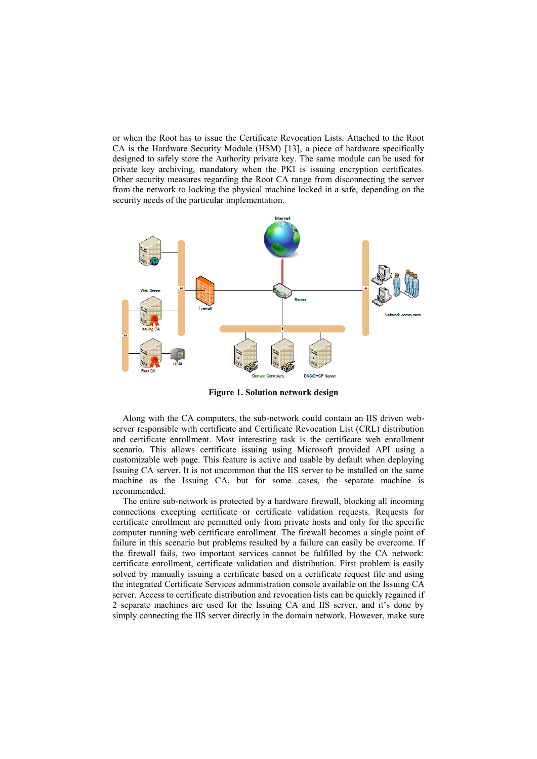or when the Root has to issue the Certificate Revocation Lists. Attached to the Root CA is the Hardware Security Module (HSM) [13], a piece of hardware specifically designed to safely store the Authority private key. The same module can be used for private key archiving, mandatory when the PKI is issuing encryption certificates. Other security measures regarding the Root CA range from disconnecting the server from the network to locking the physical machine locked in a safe, depending on the security needs of the particular implementation.

Internet

Web Server

Firewall

Router

Network computers

Issuing CA

HSM

Root CA

Domain Controlers

DNS/DHCP Server

**Figure 1. Solution network design**

Along with the CA computers, the sub-network could contain an IIS driven web-server responsible with certificate and Certificate Revocation List (CRL) distribution and certificate enrollment. Most interesting task is the certificate web enrollment scenario. This allows certificate issuing using Microsoft provided API using a customizable web page. This feature is active and usable by default when deploying Issuing CA server. It is not uncommon that the IIS server to be installed on the same machine as the Issuing CA, but for some cases, the separate machine is recommended.

The entire sub-network is protected by a hardware firewall, blocking all incoming connections excepting certificate or certificate validation requests. Requests for certificate enrollment are permitted only from private hosts and only for the specific computer running web certificate enrollment. The firewall becomes a single point of failure in this scenario but problems resulted by a failure can easily be overcome. If the firewall fails, two important services cannot be fulfilled by the CA network: certificate enrollment, certificate validation and distribution. First problem is easily solved by manually issuing a certificate based on a certificate request file and using the integrated Certificate Services administration console available on the Issuing CA server. Access to certificate distribution and revocation lists can be quickly regained if 2 separate machines are used for the Issuing CA and IIS server, and it's done by simply connecting the IIS server directly in the domain network. However, make sure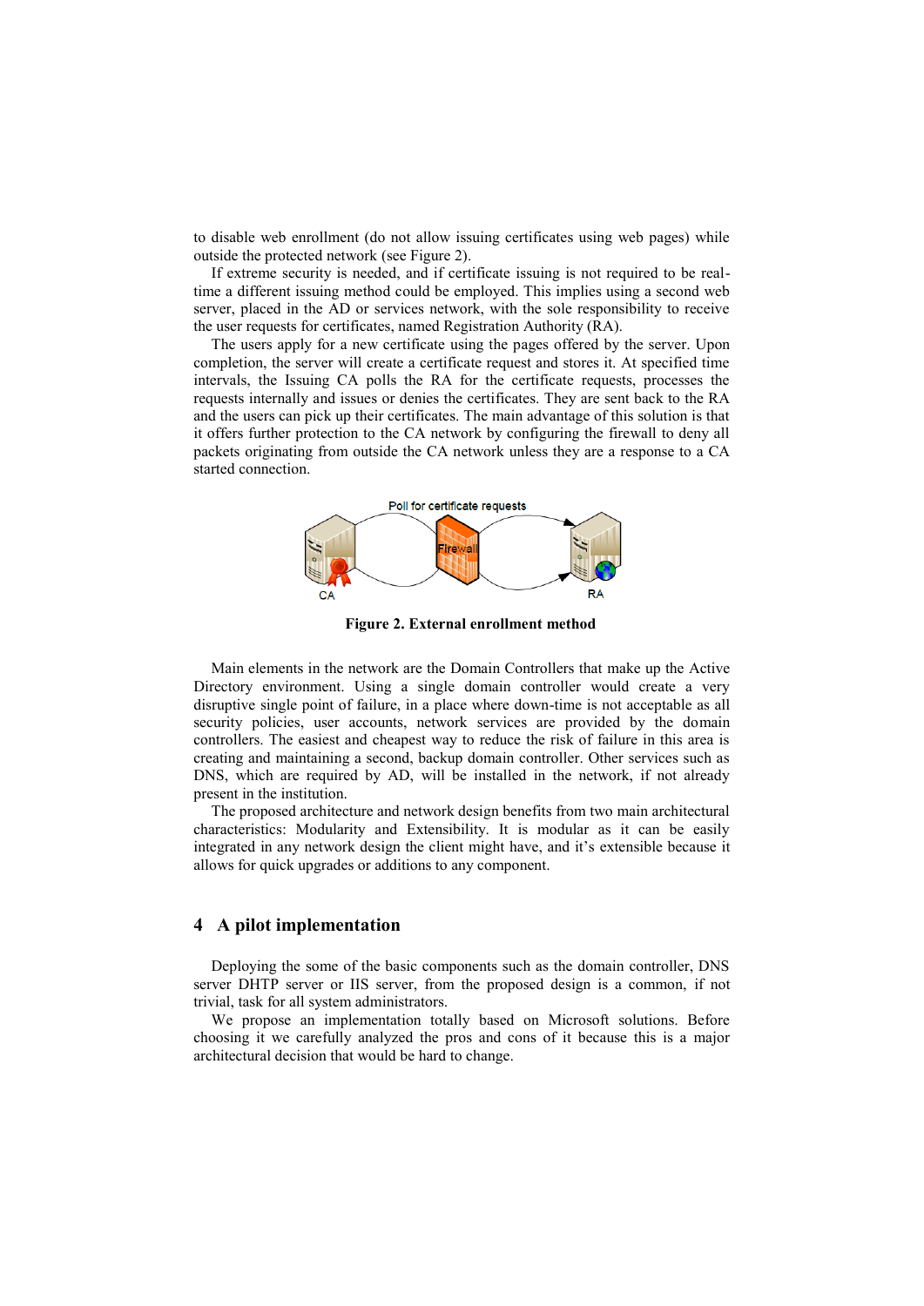to disable web enrollment (do not allow issuing certificates using web pages) while outside the protected network (see Figure 2).

If extreme security is needed, and if certificate issuing is not required to be real-time a different issuing method could be employed. This implies using a second web server, placed in the AD or services network, with the sole responsibility to receive the user requests for certificates, named Registration Authority (RA).

The users apply for a new certificate using the pages offered by the server. Upon completion, the server will create a certificate request and stores it. At specified time intervals, the Issuing CA polls the RA for the certificate requests, processes the requests internally and issues or denies the certificates. They are sent back to the RA and the users can pick up their certificates. The main advantage of this solution is that it offers further protection to the CA network by configuring the firewall to deny all packets originating from outside the CA network unless they are a response to a CA started connection.

**Figure 2. External enrollment method**

Main elements in the network are the Domain Controllers that make up the Active Directory environment. Using a single domain controller would create a very disruptive single point of failure, in a place where down-time is not acceptable as all security policies, user accounts, network services are provided by the domain controllers. The easiest and cheapest way to reduce the risk of failure in this area is creating and maintaining a second, backup domain controller. Other services such as DNS, which are required by AD, will be installed in the network, if not already present in the institution.

The proposed architecture and network design benefits from two main architectural characteristics: Modularity and Extensibility. It is modular as it can be easily integrated in any network design the client might have, and it's extensible because it allows for quick upgrades or additions to any component.

## 4 A pilot implementation

Deploying the some of the basic components such as the domain controller, DNS server DHTP server or IIS server, from the proposed design is a common, if not trivial, task for all system administrators.

We propose an implementation totally based on Microsoft solutions. Before choosing it we carefully analyzed the pros and cons of it because this is a major architectural decision that would be hard to change.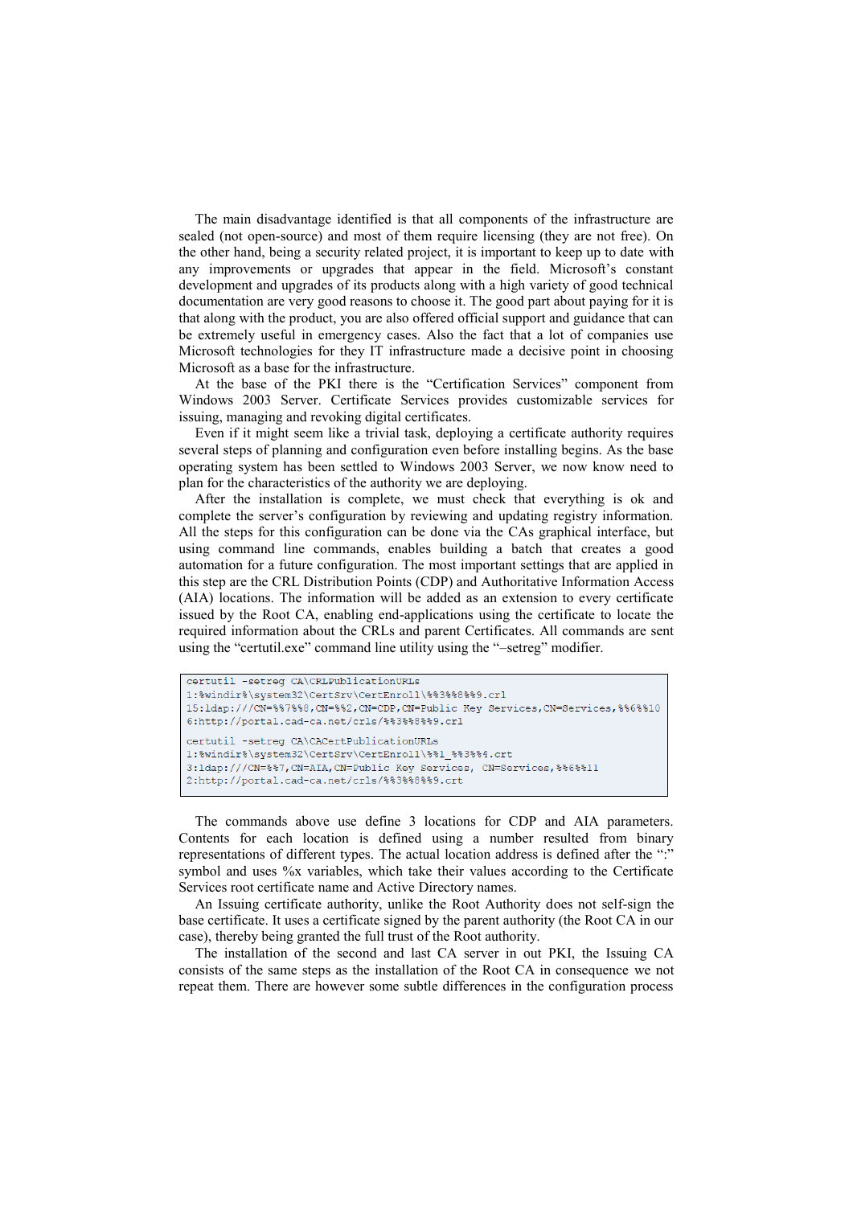The main disadvantage identified is that all components of the infrastructure are sealed (not open-source) and most of them require licensing (they are not free). On the other hand, being a security related project, it is important to keep up to date with any improvements or upgrades that appear in the field. Microsoft's constant development and upgrades of its products along with a high variety of good technical documentation are very good reasons to choose it. The good part about paying for it is that along with the product, you are also offered official support and guidance that can be extremely useful in emergency cases. Also the fact that a lot of companies use Microsoft technologies for they IT infrastructure made a decisive point in choosing Microsoft as a base for the infrastructure.

At the base of the PKI there is the "Certification Services" component from Windows 2003 Server. Certificate Services provides customizable services for issuing, managing and revoking digital certificates.

Even if it might seem like a trivial task, deploying a certificate authority requires several steps of planning and configuration even before installing begins. As the base operating system has been settled to Windows 2003 Server, we now know need to plan for the characteristics of the authority we are deploying.

After the installation is complete, we must check that everything is ok and complete the server's configuration by reviewing and updating registry information. All the steps for this configuration can be done via the CAs graphical interface, but using command line commands, enables building a batch that creates a good automation for a future configuration. The most important settings that are applied in this step are the CRL Distribution Points (CDP) and Authoritative Information Access (AIA) locations. The information will be added as an extension to every certificate issued by the Root CA, enabling end-applications using the certificate to locate the required information about the CRLs and parent Certificates. All commands are sent using the "certutil.exe" command line utility using the "–setreg" modifier.

```
certutil -setreg CA\CRLPublicationURLs
1:%windir%\system32\CertSrv\CertEnroll\%%3%%8%%9.crl
15:ldap:///CN=%%7%%8,CN=%%2,CN=CDP,CN=Public Key Services,CN=Services,%%6%%10
6:http://portal.cad-ca.net/crls/%%3%%8%%9.crl

certutil -setreg CA\CACertPublicationURLs
1:%windir%\system32\CertSrv\CertEnroll\%%1_%%3%%4.crt
3:ldap:///CN=%%7,CN=AIA,CN=Public Key Services, CN=Services,%%6%%11
2:http://portal.cad-ca.net/crls/%%3%%8%%9.crt
```

The commands above use define 3 locations for CDP and AIA parameters. Contents for each location is defined using a number resulted from binary representations of different types. The actual location address is defined after the ":" symbol and uses %x variables, which take their values according to the Certificate Services root certificate name and Active Directory names.

An Issuing certificate authority, unlike the Root Authority does not self-sign the base certificate. It uses a certificate signed by the parent authority (the Root CA in our case), thereby being granted the full trust of the Root authority.

The installation of the second and last CA server in out PKI, the Issuing CA consists of the same steps as the installation of the Root CA in consequence we not repeat them. There are however some subtle differences in the configuration process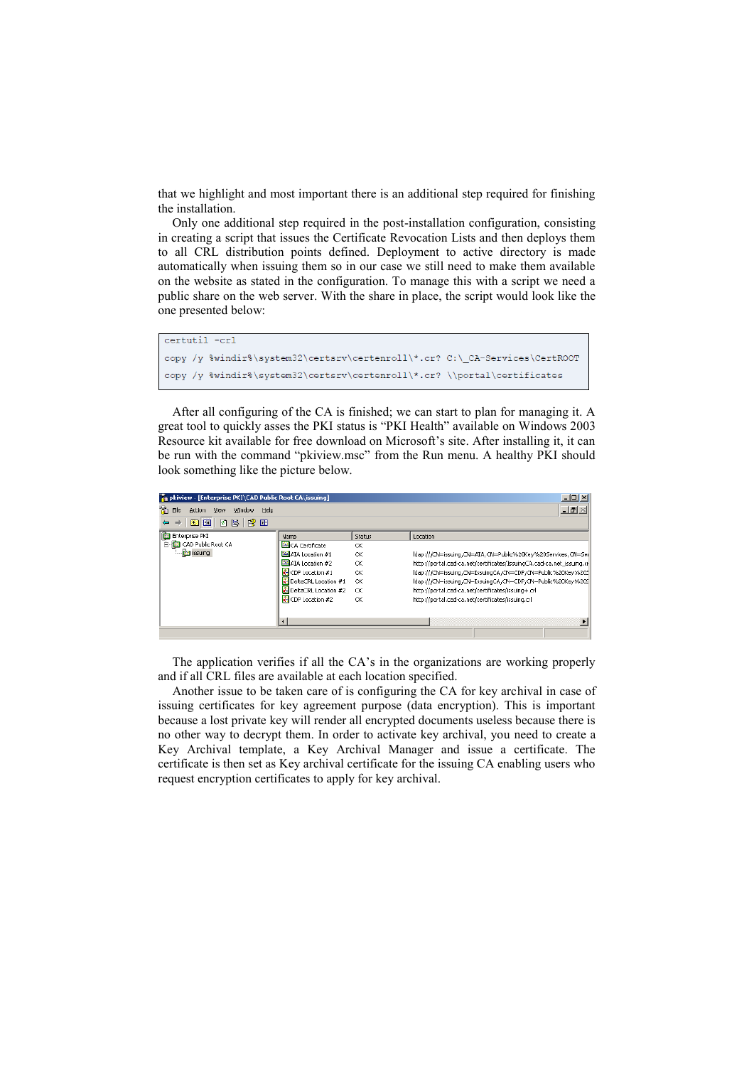that we highlight and most important there is an additional step required for finishing the installation.

Only one additional step required in the post-installation configuration, consisting in creating a script that issues the Certificate Revocation Lists and then deploys them to all CRL distribution points defined. Deployment to active directory is made automatically when issuing them so in our case we still need to make them available on the website as stated in the configuration. To manage this with a script we need a public share on the web server. With the share in place, the script would look like the one presented below:

```
certutil -crl
copy /y %windir%\system32\certsrv\certenroll\*.cr? C:\_CA-Services\CertROOT
copy /y %windir%\system32\certsrv\certenroll\*.cr? \\portal\certificates
```

After all configuring of the CA is finished; we can start to plan for managing it. A great tool to quickly asses the PKI status is “PKI Health” available on Windows 2003 Resource kit available for free download on Microsoft’s site. After installing it, it can be run with the command “pkiview.msc” from the Run menu. A healthy PKI should look something like the picture below.

The application verifies if all the CA’s in the organizations are working properly and if all CRL files are available at each location specified.

Another issue to be taken care of is configuring the CA for key archival in case of issuing certificates for key agreement purpose (data encryption). This is important because a lost private key will render all encrypted documents useless because there is no other way to decrypt them. In order to activate key archival, you need to create a Key Archival template, a Key Archival Manager and issue a certificate. The certificate is then set as Key archival certificate for the issuing CA enabling users who request encryption certificates to apply for key archival.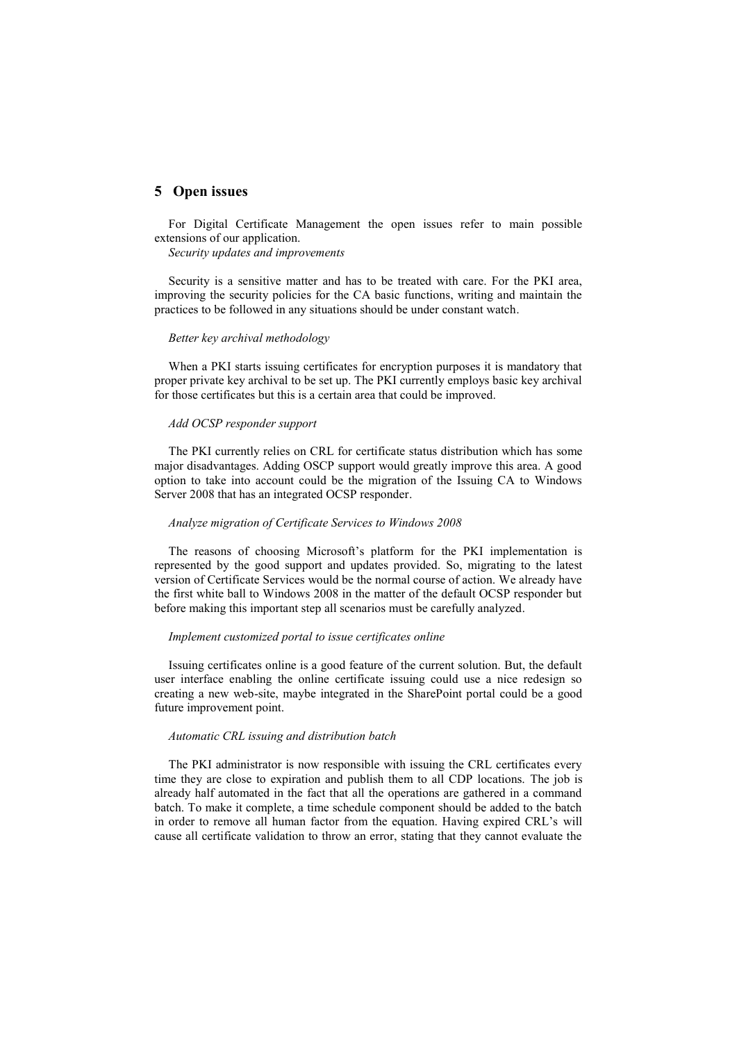## 5 Open issues

For Digital Certificate Management the open issues refer to main possible extensions of our application.

*Security updates and improvements*

Security is a sensitive matter and has to be treated with care. For the PKI area, improving the security policies for the CA basic functions, writing and maintain the practices to be followed in any situations should be under constant watch.

*Better key archival methodology*

When a PKI starts issuing certificates for encryption purposes it is mandatory that proper private key archival to be set up. The PKI currently employs basic key archival for those certificates but this is a certain area that could be improved.

*Add OCSP responder support*

The PKI currently relies on CRL for certificate status distribution which has some major disadvantages. Adding OSCP support would greatly improve this area. A good option to take into account could be the migration of the Issuing CA to Windows Server 2008 that has an integrated OCSP responder.

*Analyze migration of Certificate Services to Windows 2008*

The reasons of choosing Microsoft's platform for the PKI implementation is represented by the good support and updates provided. So, migrating to the latest version of Certificate Services would be the normal course of action. We already have the first white ball to Windows 2008 in the matter of the default OCSP responder but before making this important step all scenarios must be carefully analyzed.

*Implement customized portal to issue certificates online*

Issuing certificates online is a good feature of the current solution. But, the default user interface enabling the online certificate issuing could use a nice redesign so creating a new web-site, maybe integrated in the SharePoint portal could be a good future improvement point.

*Automatic CRL issuing and distribution batch*

The PKI administrator is now responsible with issuing the CRL certificates every time they are close to expiration and publish them to all CDP locations. The job is already half automated in the fact that all the operations are gathered in a command batch. To make it complete, a time schedule component should be added to the batch in order to remove all human factor from the equation. Having expired CRL's will cause all certificate validation to throw an error, stating that they cannot evaluate the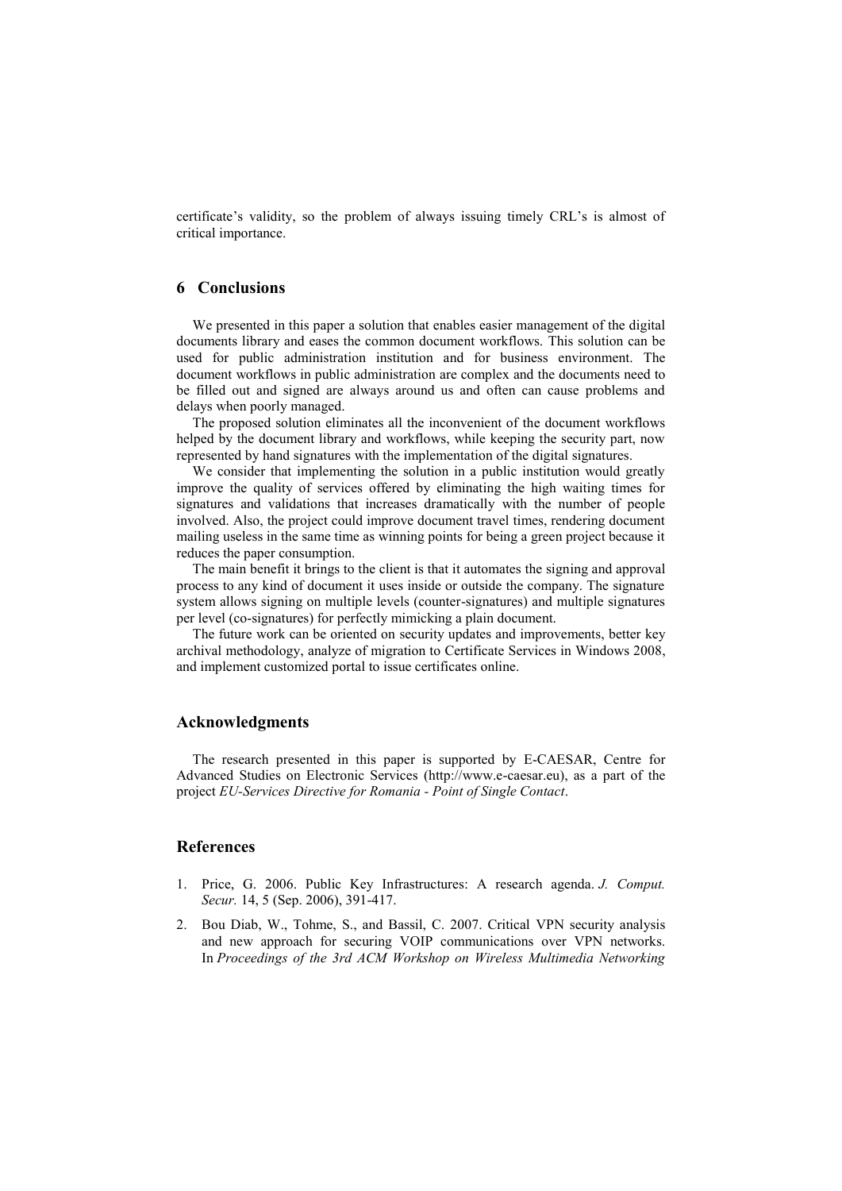certificate's validity, so the problem of always issuing timely CRL's is almost of critical importance.

## 6 Conclusions

We presented in this paper a solution that enables easier management of the digital documents library and eases the common document workflows. This solution can be used for public administration institution and for business environment. The document workflows in public administration are complex and the documents need to be filled out and signed are always around us and often can cause problems and delays when poorly managed.

The proposed solution eliminates all the inconvenient of the document workflows helped by the document library and workflows, while keeping the security part, now represented by hand signatures with the implementation of the digital signatures.

We consider that implementing the solution in a public institution would greatly improve the quality of services offered by eliminating the high waiting times for signatures and validations that increases dramatically with the number of people involved. Also, the project could improve document travel times, rendering document mailing useless in the same time as winning points for being a green project because it reduces the paper consumption.

The main benefit it brings to the client is that it automates the signing and approval process to any kind of document it uses inside or outside the company. The signature system allows signing on multiple levels (counter-signatures) and multiple signatures per level (co-signatures) for perfectly mimicking a plain document.

The future work can be oriented on security updates and improvements, better key archival methodology, analyze of migration to Certificate Services in Windows 2008, and implement customized portal to issue certificates online.

## Acknowledgments

The research presented in this paper is supported by E-CAESAR, Centre for Advanced Studies on Electronic Services (http://www.e-caesar.eu), as a part of the project *EU-Services Directive for Romania - Point of Single Contact*.

## References

1. Price, G. 2006. Public Key Infrastructures: A research agenda. *J. Comput. Secur.* 14, 5 (Sep. 2006), 391-417.
2. Bou Diab, W., Tohme, S., and Bassil, C. 2007. Critical VPN security analysis and new approach for securing VOIP communications over VPN networks. In *Proceedings of the 3rd ACM Workshop on Wireless Multimedia Networking*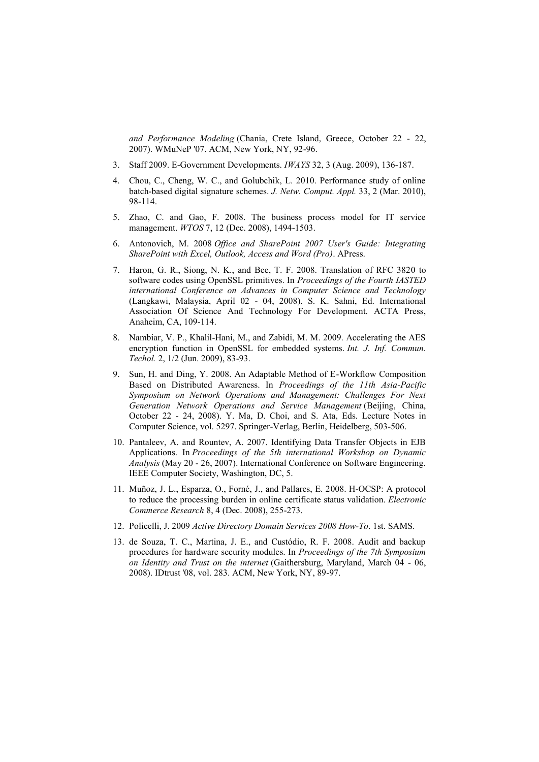*and Performance Modeling* (Chania, Crete Island, Greece, October 22 - 22, 2007). WMuNeP '07. ACM, New York, NY, 92-96.

3. Staff 2009. E-Government Developments. *IWAYS* 32, 3 (Aug. 2009), 136-187.

4. Chou, C., Cheng, W. C., and Golubchik, L. 2010. Performance study of online batch-based digital signature schemes. *J. Netw. Comput. Appl.* 33, 2 (Mar. 2010), 98-114.

5. Zhao, C. and Gao, F. 2008. The business process model for IT service management. *WTOS* 7, 12 (Dec. 2008), 1494-1503.

6. Antonovich, M. 2008 *Office and SharePoint 2007 User's Guide: Integrating SharePoint with Excel, Outlook, Access and Word (Pro)*. APress.

7. Haron, G. R., Siong, N. K., and Bee, T. F. 2008. Translation of RFC 3820 to software codes using OpenSSL primitives. In *Proceedings of the Fourth IASTED international Conference on Advances in Computer Science and Technology* (Langkawi, Malaysia, April 02 - 04, 2008). S. K. Sahni, Ed. International Association Of Science And Technology For Development. ACTA Press, Anaheim, CA, 109-114.

8. Nambiar, V. P., Khalil-Hani, M., and Zabidi, M. M. 2009. Accelerating the AES encryption function in OpenSSL for embedded systems. *Int. J. Inf. Commun. Techol.* 2, 1/2 (Jun. 2009), 83-93.

9. Sun, H. and Ding, Y. 2008. An Adaptable Method of E-Workflow Composition Based on Distributed Awareness. In *Proceedings of the 11th Asia-Pacific Symposium on Network Operations and Management: Challenges For Next Generation Network Operations and Service Management* (Beijing, China, October 22 - 24, 2008). Y. Ma, D. Choi, and S. Ata, Eds. Lecture Notes in Computer Science, vol. 5297. Springer-Verlag, Berlin, Heidelberg, 503-506.

10. Pantaleev, A. and Rountev, A. 2007. Identifying Data Transfer Objects in EJB Applications. In *Proceedings of the 5th international Workshop on Dynamic Analysis* (May 20 - 26, 2007). International Conference on Software Engineering. IEEE Computer Society, Washington, DC, 5.

11. Muñoz, J. L., Esparza, O., Forné, J., and Pallares, E. 2008. H-OCSP: A protocol to reduce the processing burden in online certificate status validation. *Electronic Commerce Research* 8, 4 (Dec. 2008), 255-273.

12. Policelli, J. 2009 *Active Directory Domain Services 2008 How-To*. 1st. SAMS.

13. de Souza, T. C., Martina, J. E., and Custódio, R. F. 2008. Audit and backup procedures for hardware security modules. In *Proceedings of the 7th Symposium on Identity and Trust on the internet* (Gaithersburg, Maryland, March 04 - 06, 2008). IDtrust '08, vol. 283. ACM, New York, NY, 89-97.